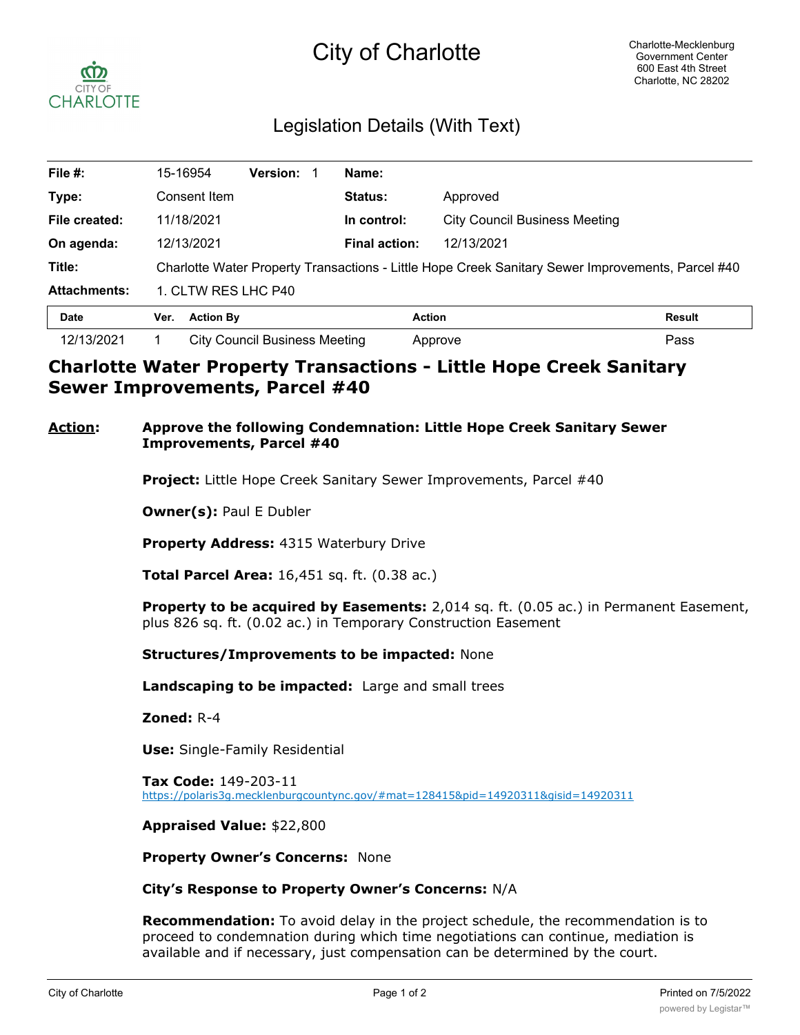# City of Charlotte

Charlotte-Mecklenburg
Government Center
600 East 4th Street
Charlotte, NC 28202

## Legislation Details (With Text)

| | | | | | |
|---|---|---|---|---|---|
| **File #:** | 15-16954 | **Version:** 1 | | **Name:** | |
| **Type:** | Consent Item | | | **Status:** | Approved |
| **File created:** | 11/18/2021 | | | **In control:** | City Council Business Meeting |
| **On agenda:** | 12/13/2021 | | | **Final action:** | 12/13/2021 |
| **Title:** | Charlotte Water Property Transactions - Little Hope Creek Sanitary Sewer Improvements, Parcel #40 | | | | |
| **Attachments:** | 1. CLTW RES LHC P40 | | | | |

| Date | Ver. | Action By | Action | Result |
|---|---|---|---|---|
| 12/13/2021 | 1 | City Council Business Meeting | Approve | Pass |

## Charlotte Water Property Transactions - Little Hope Creek Sanitary Sewer Improvements, Parcel #40

**Action:** **Approve the following Condemnation: Little Hope Creek Sanitary Sewer Improvements, Parcel #40**

**Project:** Little Hope Creek Sanitary Sewer Improvements, Parcel #40

**Owner(s):** Paul E Dubler

**Property Address:** 4315 Waterbury Drive

**Total Parcel Area:** 16,451 sq. ft. (0.38 ac.)

**Property to be acquired by Easements:** 2,014 sq. ft. (0.05 ac.) in Permanent Easement, plus 826 sq. ft. (0.02 ac.) in Temporary Construction Easement

**Structures/Improvements to be impacted:** None

**Landscaping to be impacted:** Large and small trees

**Zoned:** R-4

**Use:** Single-Family Residential

**Tax Code:** 149-203-11
https://polaris3g.mecklenburgcountync.gov/#mat=128415&pid=14920311&gisid=14920311

**Appraised Value:** $22,800

**Property Owner's Concerns:** None

**City's Response to Property Owner's Concerns:** N/A

**Recommendation:** To avoid delay in the project schedule, the recommendation is to proceed to condemnation during which time negotiations can continue, mediation is available and if necessary, just compensation can be determined by the court.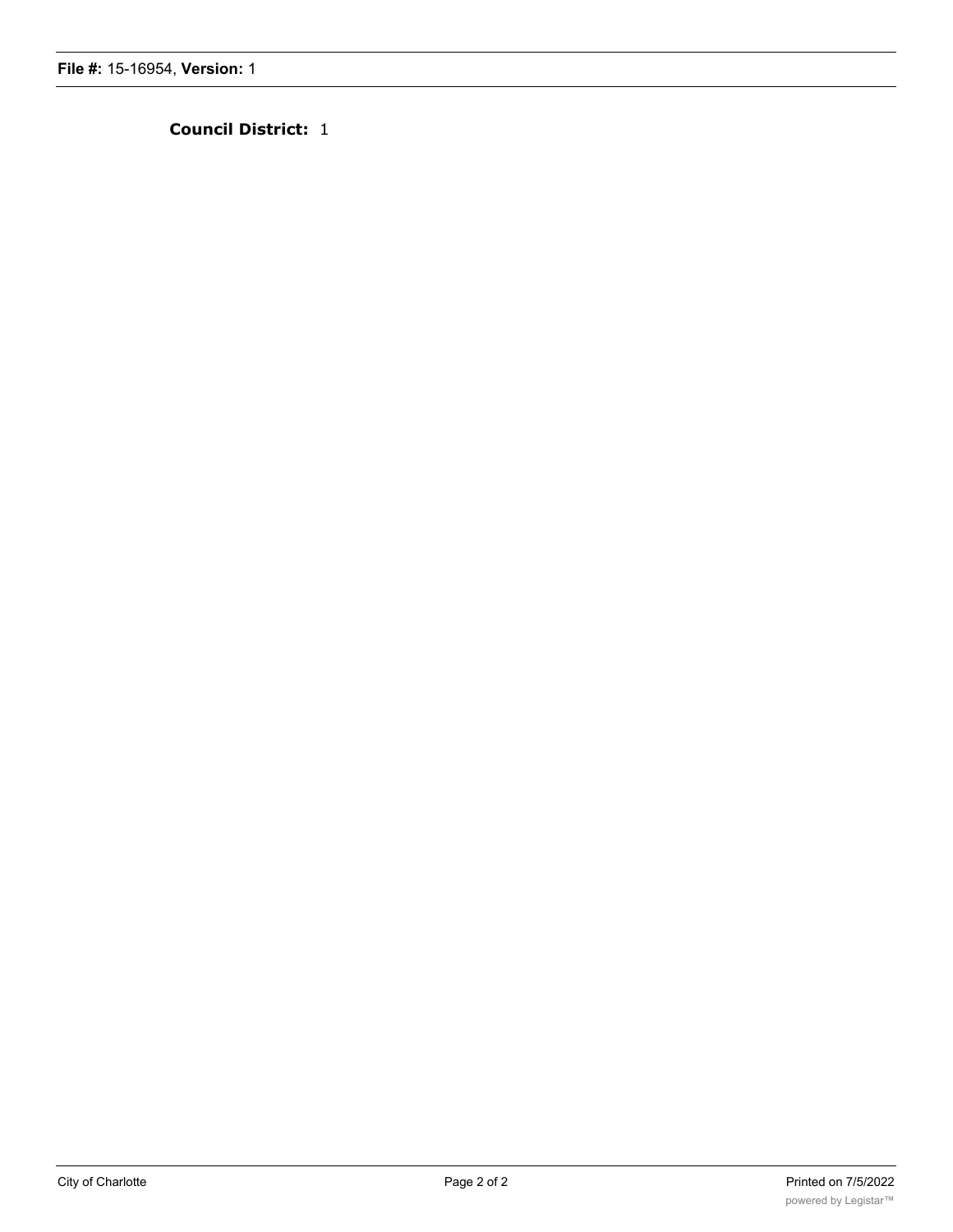**Council District:** 1